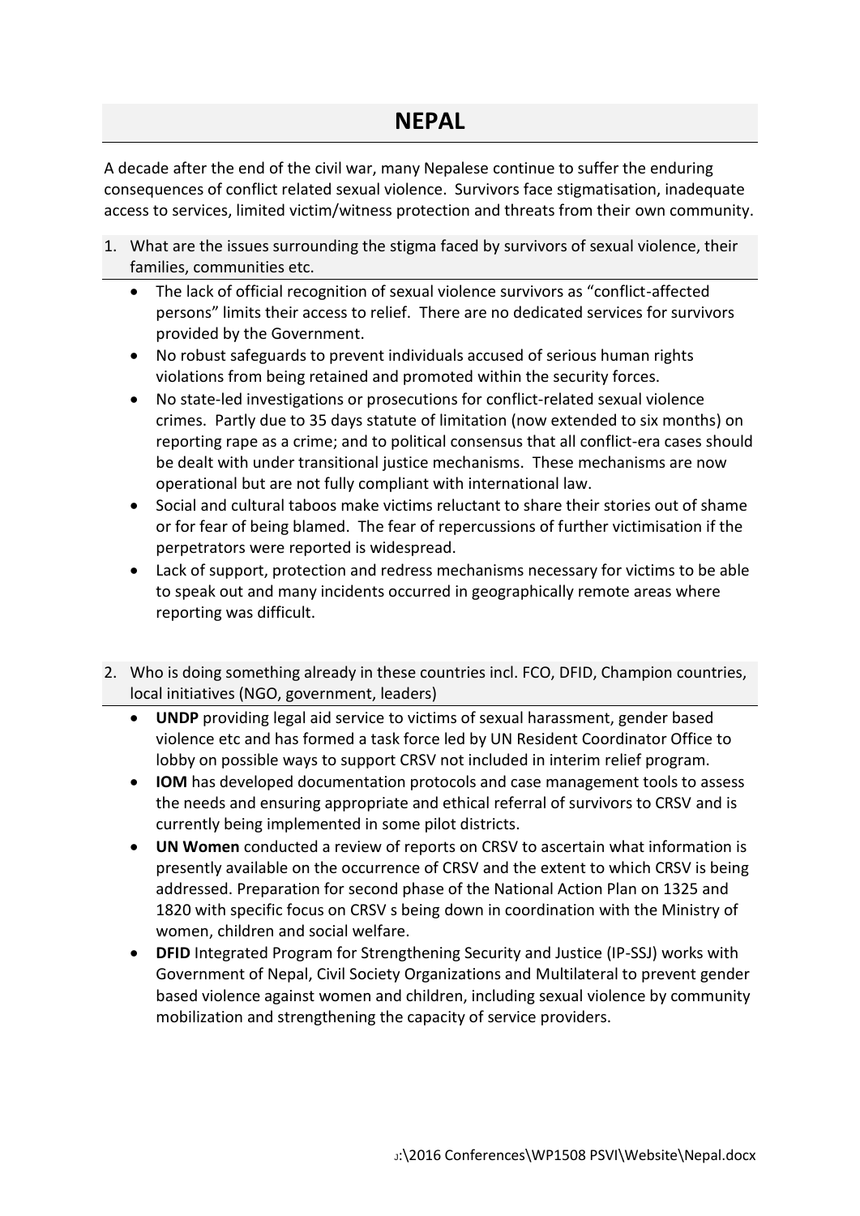# NEPAL

A decade after the end of the civil war, many Nepalese continue to suffer the enduring consequences of conflict related sexual violence. Survivors face stigmatisation, inadequate access to services, limited victim/witness protection and threats from their own community.

1. What are the issues surrounding the stigma faced by survivors of sexual violence, their families, communities etc.
   - The lack of official recognition of sexual violence survivors as "conflict-affected persons" limits their access to relief. There are no dedicated services for survivors provided by the Government.
   - No robust safeguards to prevent individuals accused of serious human rights violations from being retained and promoted within the security forces.
   - No state-led investigations or prosecutions for conflict-related sexual violence crimes. Partly due to 35 days statute of limitation (now extended to six months) on reporting rape as a crime; and to political consensus that all conflict-era cases should be dealt with under transitional justice mechanisms. These mechanisms are now operational but are not fully compliant with international law.
   - Social and cultural taboos make victims reluctant to share their stories out of shame or for fear of being blamed. The fear of repercussions of further victimisation if the perpetrators were reported is widespread.
   - Lack of support, protection and redress mechanisms necessary for victims to be able to speak out and many incidents occurred in geographically remote areas where reporting was difficult.

2. Who is doing something already in these countries incl. FCO, DFID, Champion countries, local initiatives (NGO, government, leaders)
   - **UNDP** providing legal aid service to victims of sexual harassment, gender based violence etc and has formed a task force led by UN Resident Coordinator Office to lobby on possible ways to support CRSV not included in interim relief program.
   - **IOM** has developed documentation protocols and case management tools to assess the needs and ensuring appropriate and ethical referral of survivors to CRSV and is currently being implemented in some pilot districts.
   - **UN Women** conducted a review of reports on CRSV to ascertain what information is presently available on the occurrence of CRSV and the extent to which CRSV is being addressed. Preparation for second phase of the National Action Plan on 1325 and 1820 with specific focus on CRSV s being down in coordination with the Ministry of women, children and social welfare.
   - **DFID** Integrated Program for Strengthening Security and Justice (IP-SSJ) works with Government of Nepal, Civil Society Organizations and Multilateral to prevent gender based violence against women and children, including sexual violence by community mobilization and strengthening the capacity of service providers.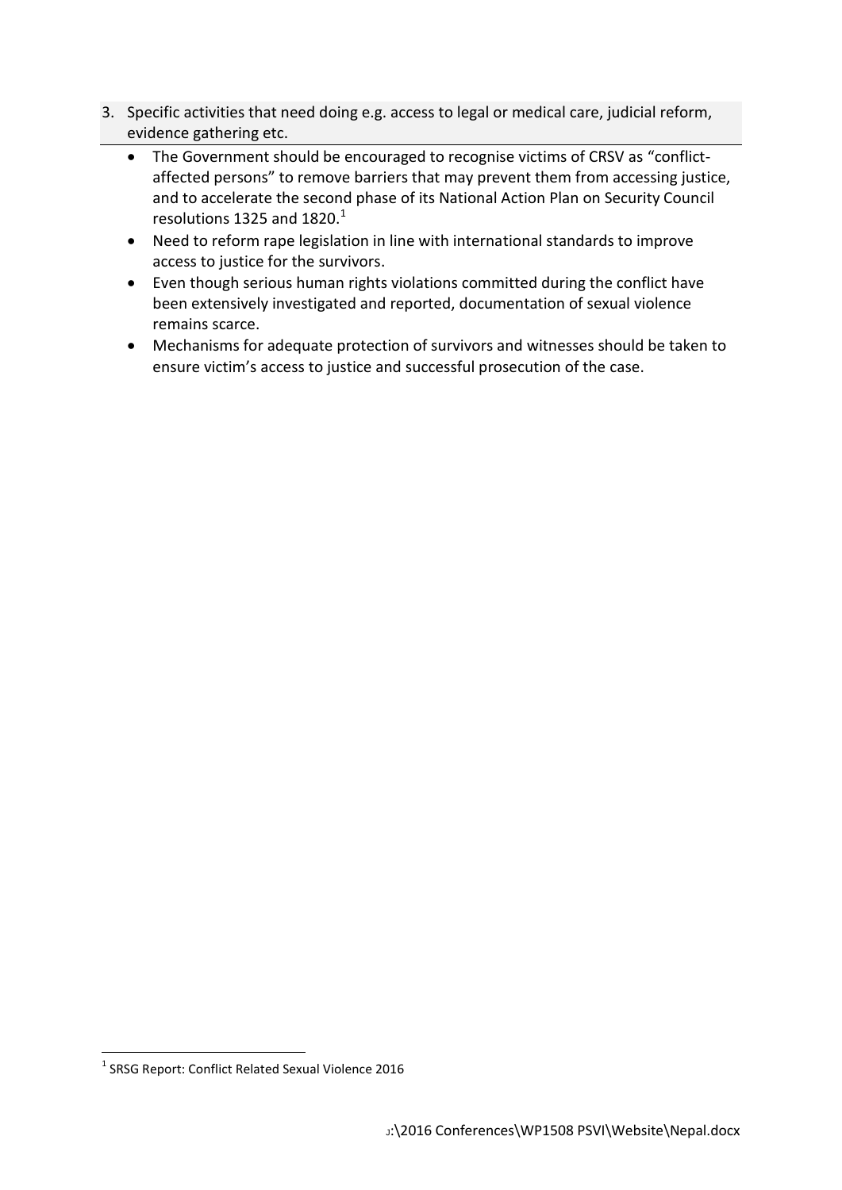3. Specific activities that need doing e.g. access to legal or medical care, judicial reform, evidence gathering etc.

- The Government should be encouraged to recognise victims of CRSV as "conflict-affected persons" to remove barriers that may prevent them from accessing justice, and to accelerate the second phase of its National Action Plan on Security Council resolutions 1325 and 1820.[1]
- Need to reform rape legislation in line with international standards to improve access to justice for the survivors.
- Even though serious human rights violations committed during the conflict have been extensively investigated and reported, documentation of sexual violence remains scarce.
- Mechanisms for adequate protection of survivors and witnesses should be taken to ensure victim's access to justice and successful prosecution of the case.

[1] SRSG Report: Conflict Related Sexual Violence 2016